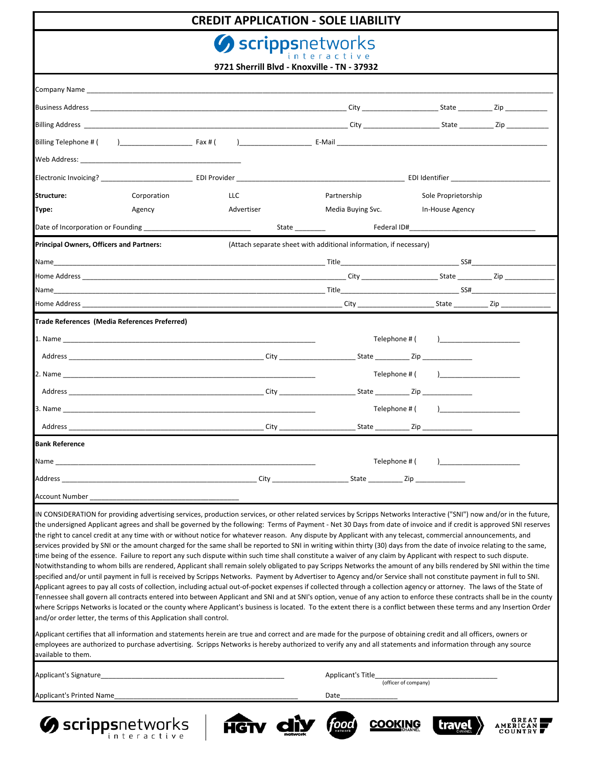# CREDIT APPLICATION - SOLE LIABILITY

scrippsnetworks interactive

**9721 Sherrill Blvd - Knoxville - TN - 37932**

Company Name ______________________________________________

Business Address ______________________________ City ______________ State ________ Zip __________

Billing Address ______________________________ City ______________ State ________ Zip __________

Billing Telephone # (    )______________ Fax # (    )______________ E-Mail ______________________________

Web Address: ______________________________

Electronic Invoicing? ______________ EDI Provider ______________________________ EDI Identifier ______________________

**Structure:** Corporation    LLC    Partnership    Sole Proprietorship

**Type:** Agency    Advertiser    Media Buying Svc.    In-House Agency

Date of Incorporation or Founding ______________________ State ________ Federal ID#______________________________

**Principal Owners, Officers and Partners:** (Attach separate sheet with additional information, if necessary)

Name______________________________________ Title______________________ SS#______________________

Home Address ______________________________ City ______________ State ________ Zip __________

Name______________________________________ Title______________________ SS#______________________

Home Address ______________________________ City ______________ State ________ Zip __________

**Trade References (Media References Preferred)**

1. Name ______________________________________ Telephone # (    )______________________

   Address ______________________________ City ______________ State ________ Zip __________

2. Name ______________________________________ Telephone # (    )______________________

   Address ______________________________ City ______________ State ________ Zip __________

3. Name ______________________________________ Telephone # (    )______________________

   Address ______________________________ City ______________ State ________ Zip __________

**Bank Reference**

Name ______________________________________ Telephone # (    )______________________

Address ______________________________ City ______________ State ________ Zip __________

Account Number ______________________________

IN CONSIDERATION for providing advertising services, production services, or other related services by Scripps Networks Interactive ("SNI") now and/or in the future, the undersigned Applicant agrees and shall be governed by the following: Terms of Payment - Net 30 Days from date of invoice and if credit is approved SNI reserves the right to cancel credit at any time with or without notice for whatever reason. Any dispute by Applicant with any telecast, commercial announcements, and services provided by SNI or the amount charged for the same shall be reported to SNI in writing within thirty (30) days from the date of invoice relating to the same, time being of the essence. Failure to report any such dispute within such time shall constitute a waiver of any claim by Applicant with respect to such dispute. Notwithstanding to whom bills are rendered, Applicant shall remain solely obligated to pay Scripps Networks the amount of any bills rendered by SNI within the time specified and/or until payment in full is received by Scripps Networks. Payment by Advertiser to Agency and/or Service shall not constitute payment in full to SNI. Applicant agrees to pay all costs of collection, including actual out-of-pocket expenses if collected through a collection agency or attorney. The laws of the State of Tennessee shall govern all contracts entered into between Applicant and SNI and at SNI's option, venue of any action to enforce these contracts shall be in the county where Scripps Networks is located or the county where Applicant's business is located. To the extent there is a conflict between these terms and any Insertion Order and/or order letter, the terms of this Application shall control.

Applicant certifies that all information and statements herein are true and correct and are made for the purpose of obtaining credit and all officers, owners or employees are authorized to purchase advertising. Scripps Networks is hereby authorized to verify any and all statements and information through any source available to them.

Applicant's Signature______________________________ Applicant's Title______________________ (officer of company)

Applicant's Printed Name______________________________ Date______________

scrippsnetworks interactive | HGTV | diy network | food network | COOKING CHANNEL | travel CHANNEL | GREAT AMERICAN COUNTRY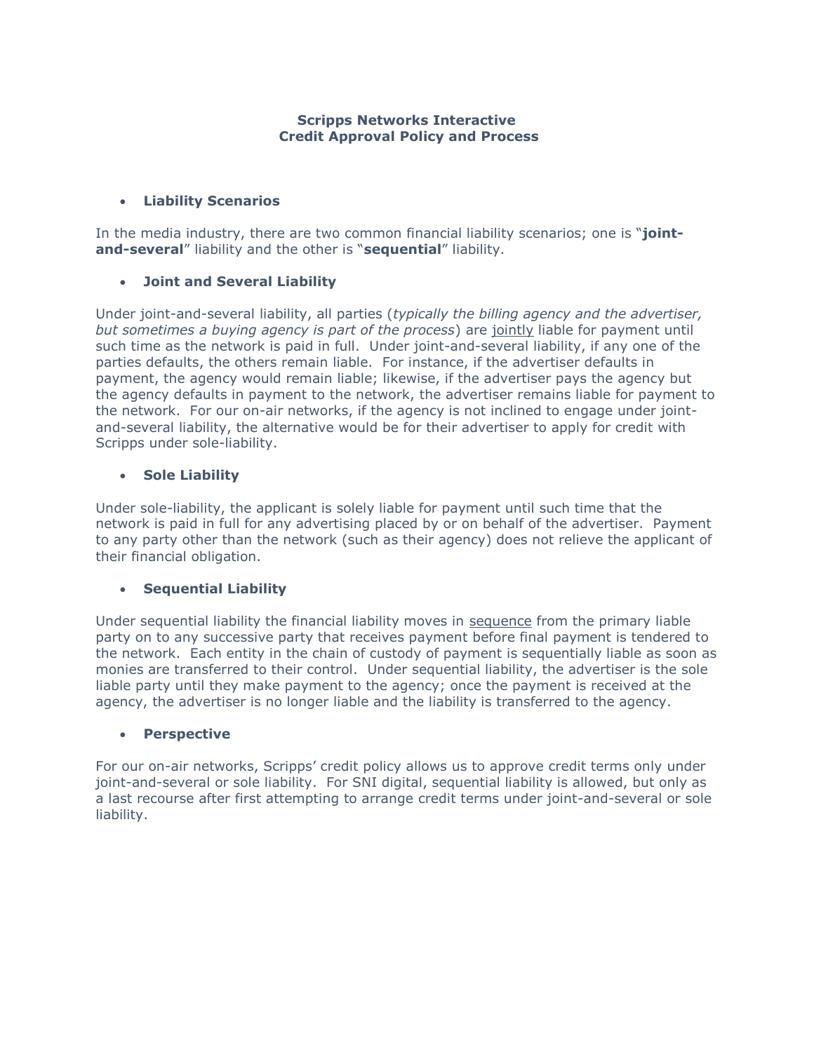**Scripps Networks Interactive**
**Credit Approval Policy and Process**

- **Liability Scenarios**

In the media industry, there are two common financial liability scenarios; one is "**joint-and-several**" liability and the other is "**sequential**" liability.

- **Joint and Several Liability**

Under joint-and-several liability, all parties (*typically the billing agency and the advertiser, but sometimes a buying agency is part of the process*) are jointly liable for payment until such time as the network is paid in full. Under joint-and-several liability, if any one of the parties defaults, the others remain liable. For instance, if the advertiser defaults in payment, the agency would remain liable; likewise, if the advertiser pays the agency but the agency defaults in payment to the network, the advertiser remains liable for payment to the network. For our on-air networks, if the agency is not inclined to engage under joint-and-several liability, the alternative would be for their advertiser to apply for credit with Scripps under sole-liability.

- **Sole Liability**

Under sole-liability, the applicant is solely liable for payment until such time that the network is paid in full for any advertising placed by or on behalf of the advertiser. Payment to any party other than the network (such as their agency) does not relieve the applicant of their financial obligation.

- **Sequential Liability**

Under sequential liability the financial liability moves in sequence from the primary liable party on to any successive party that receives payment before final payment is tendered to the network. Each entity in the chain of custody of payment is sequentially liable as soon as monies are transferred to their control. Under sequential liability, the advertiser is the sole liable party until they make payment to the agency; once the payment is received at the agency, the advertiser is no longer liable and the liability is transferred to the agency.

- **Perspective**

For our on-air networks, Scripps' credit policy allows us to approve credit terms only under joint-and-several or sole liability. For SNI digital, sequential liability is allowed, but only as a last recourse after first attempting to arrange credit terms under joint-and-several or sole liability.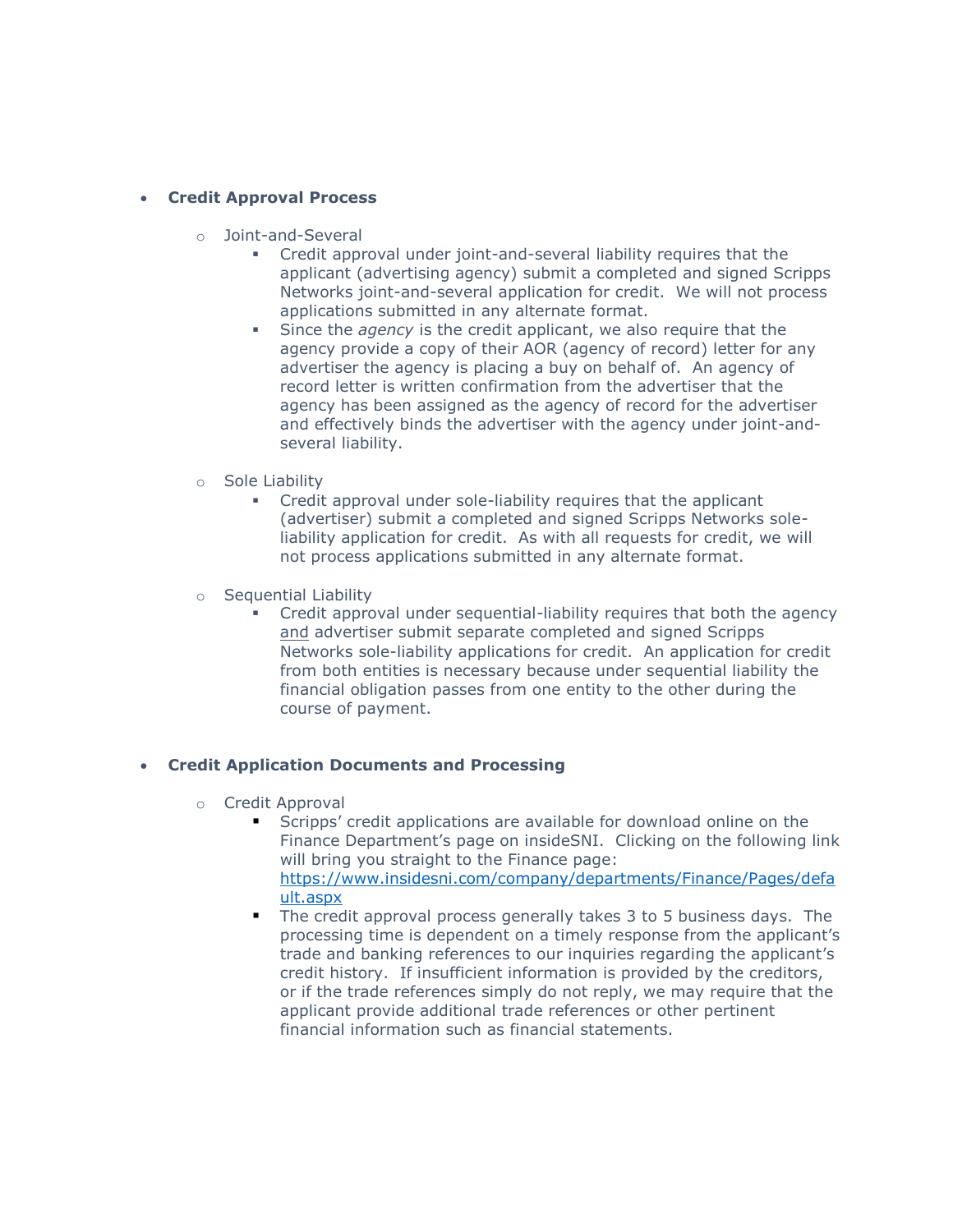- **Credit Approval Process**
  - Joint-and-Several
    - Credit approval under joint-and-several liability requires that the applicant (advertising agency) submit a completed and signed Scripps Networks joint-and-several application for credit. We will not process applications submitted in any alternate format.
    - Since the *agency* is the credit applicant, we also require that the agency provide a copy of their AOR (agency of record) letter for any advertiser the agency is placing a buy on behalf of. An agency of record letter is written confirmation from the advertiser that the agency has been assigned as the agency of record for the advertiser and effectively binds the advertiser with the agency under joint-and-several liability.
  - Sole Liability
    - Credit approval under sole-liability requires that the applicant (advertiser) submit a completed and signed Scripps Networks sole-liability application for credit. As with all requests for credit, we will not process applications submitted in any alternate format.
  - Sequential Liability
    - Credit approval under sequential-liability requires that both the agency <u>and</u> advertiser submit separate completed and signed Scripps Networks sole-liability applications for credit. An application for credit from both entities is necessary because under sequential liability the financial obligation passes from one entity to the other during the course of payment.

- **Credit Application Documents and Processing**
  - Credit Approval
    - Scripps' credit applications are available for download online on the Finance Department's page on insideSNI. Clicking on the following link will bring you straight to the Finance page: [https://www.insidesni.com/company/departments/Finance/Pages/default.aspx](https://www.insidesni.com/company/departments/Finance/Pages/default.aspx)
    - The credit approval process generally takes 3 to 5 business days. The processing time is dependent on a timely response from the applicant's trade and banking references to our inquiries regarding the applicant's credit history. If insufficient information is provided by the creditors, or if the trade references simply do not reply, we may require that the applicant provide additional trade references or other pertinent financial information such as financial statements.